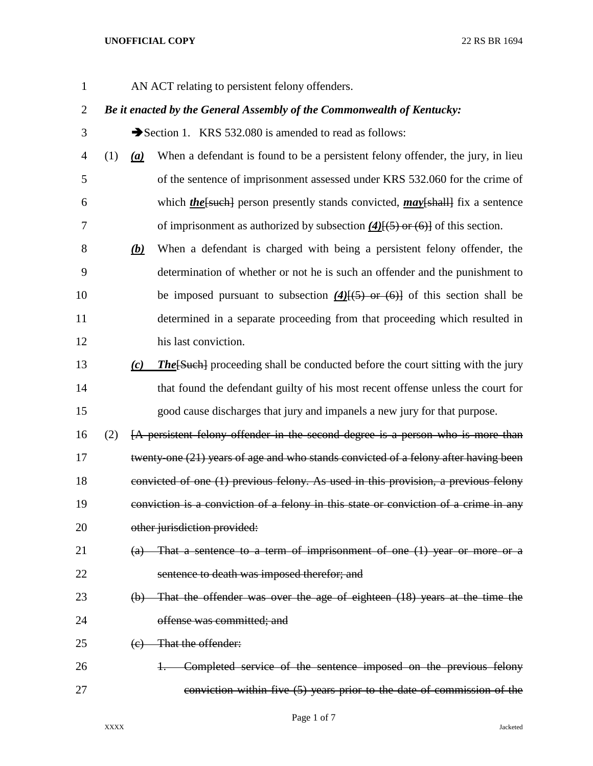AN ACT relating to persistent felony offenders.

***Be it enacted by the General Assembly of the Commonwealth of Kentucky:***

➔Section 1. KRS 532.080 is amended to read as follows:

(1) ***(a)*** When a defendant is found to be a persistent felony offender, the jury, in lieu of the sentence of imprisonment assessed under KRS 532.060 for the crime of which ***the***[~~such~~] person presently stands convicted, ***may***[~~shall~~] fix a sentence of imprisonment as authorized by subsection ***(4)***[~~(5) or (6)~~] of this section.

***(b)*** When a defendant is charged with being a persistent felony offender, the determination of whether or not he is such an offender and the punishment to be imposed pursuant to subsection ***(4)***[~~(5) or (6)~~] of this section shall be determined in a separate proceeding from that proceeding which resulted in his last conviction.

***(c)*** ***The***[~~Such~~] proceeding shall be conducted before the court sitting with the jury that found the defendant guilty of his most recent offense unless the court for good cause discharges that jury and impanels a new jury for that purpose.

(2) [~~A persistent felony offender in the second degree is a person who is more than twenty-one (21) years of age and who stands convicted of a felony after having been convicted of one (1) previous felony. As used in this provision, a previous felony conviction is a conviction of a felony in this state or conviction of a crime in any other jurisdiction provided:~~

~~(a) That a sentence to a term of imprisonment of one (1) year or more or a sentence to death was imposed therefor; and~~

~~(b) That the offender was over the age of eighteen (18) years at the time the offense was committed; and~~

~~(c) That the offender:~~

~~1. Completed service of the sentence imposed on the previous felony conviction within five (5) years prior to the date of commission of the~~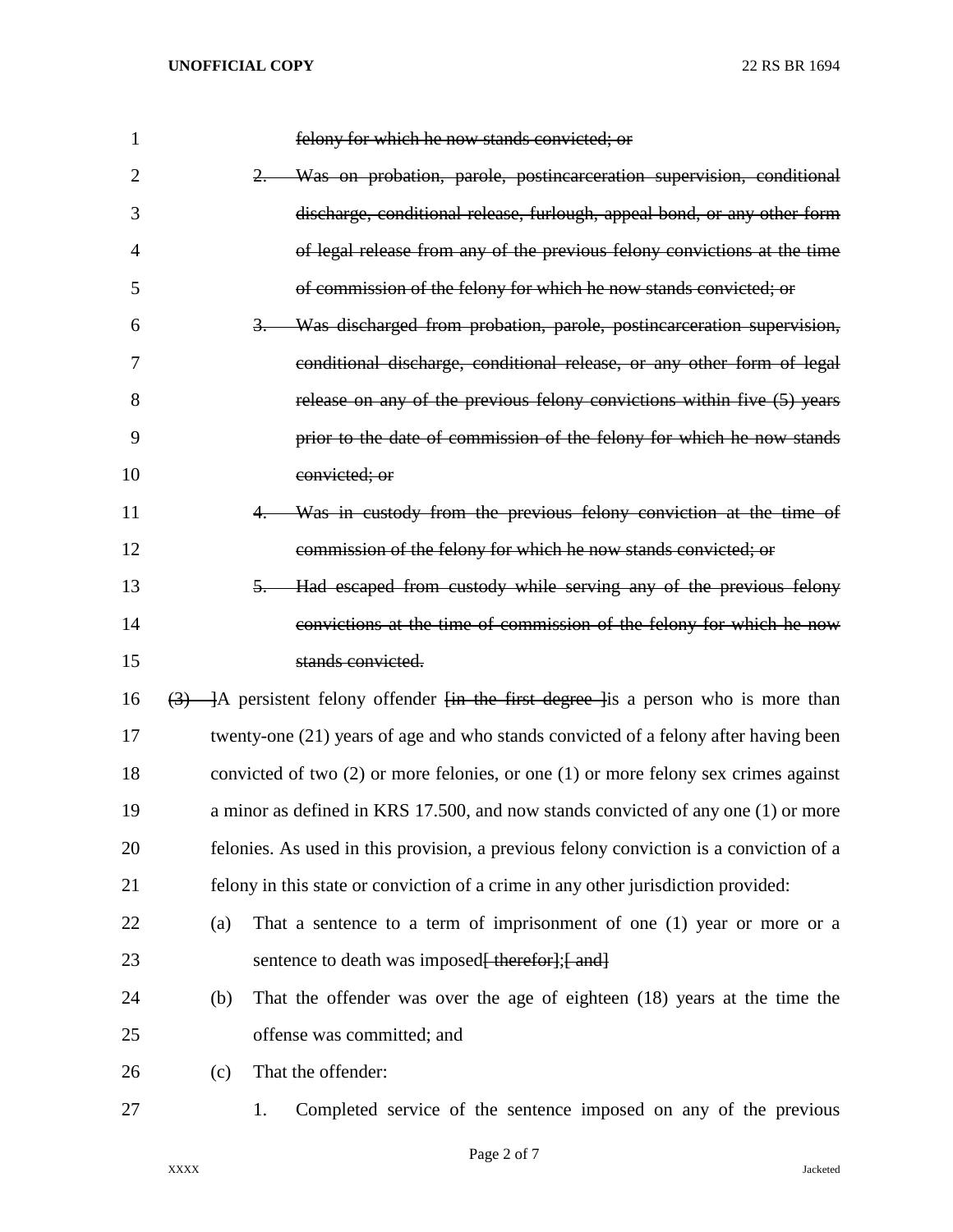~~felony for which he now stands convicted; or~~

~~2. Was on probation, parole, postincarceration supervision, conditional discharge, conditional release, furlough, appeal bond, or any other form of legal release from any of the previous felony convictions at the time of commission of the felony for which he now stands convicted; or~~

~~3. Was discharged from probation, parole, postincarceration supervision, conditional discharge, conditional release, or any other form of legal release on any of the previous felony convictions within five (5) years prior to the date of commission of the felony for which he now stands convicted; or~~

~~4. Was in custody from the previous felony conviction at the time of commission of the felony for which he now stands convicted; or~~

~~5. Had escaped from custody while serving any of the previous felony convictions at the time of commission of the felony for which he now stands convicted.~~

[~~(3)~~ ]A persistent felony offender [~~in the first degree~~ ]is a person who is more than twenty-one (21) years of age and who stands convicted of a felony after having been convicted of two (2) or more felonies, or one (1) or more felony sex crimes against a minor as defined in KRS 17.500, and now stands convicted of any one (1) or more felonies. As used in this provision, a previous felony conviction is a conviction of a felony in this state or conviction of a crime in any other jurisdiction provided:

(a) That a sentence to a term of imprisonment of one (1) year or more or a sentence to death was imposed[~~ therefor~~];[~~ and~~]

(b) That the offender was over the age of eighteen (18) years at the time the offense was committed; and

(c) That the offender:

1. Completed service of the sentence imposed on any of the previous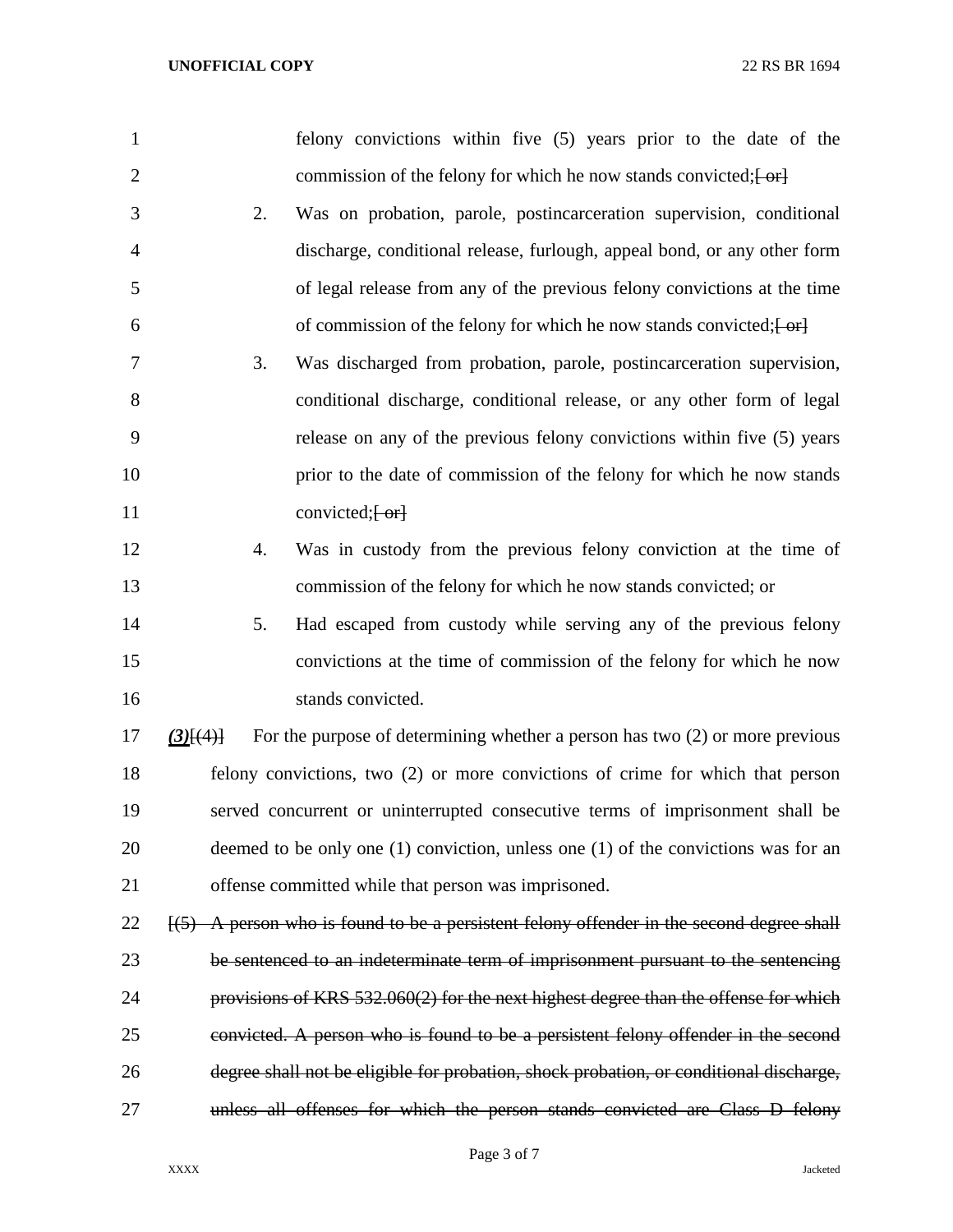felony convictions within five (5) years prior to the date of the commission of the felony for which he now stands convicted;~~[ or]~~

2. Was on probation, parole, postincarceration supervision, conditional discharge, conditional release, furlough, appeal bond, or any other form of legal release from any of the previous felony convictions at the time of commission of the felony for which he now stands convicted;~~[ or]~~

3. Was discharged from probation, parole, postincarceration supervision, conditional discharge, conditional release, or any other form of legal release on any of the previous felony convictions within five (5) years prior to the date of commission of the felony for which he now stands convicted;~~[ or]~~

4. Was in custody from the previous felony conviction at the time of commission of the felony for which he now stands convicted; or

5. Had escaped from custody while serving any of the previous felony convictions at the time of commission of the felony for which he now stands convicted.

***(3)***~~[(4)]~~ For the purpose of determining whether a person has two (2) or more previous felony convictions, two (2) or more convictions of crime for which that person served concurrent or uninterrupted consecutive terms of imprisonment shall be deemed to be only one (1) conviction, unless one (1) of the convictions was for an offense committed while that person was imprisoned.

~~[(5) A person who is found to be a persistent felony offender in the second degree shall be sentenced to an indeterminate term of imprisonment pursuant to the sentencing provisions of KRS 532.060(2) for the next highest degree than the offense for which convicted. A person who is found to be a persistent felony offender in the second degree shall not be eligible for probation, shock probation, or conditional discharge, unless all offenses for which the person stands convicted are Class D felony~~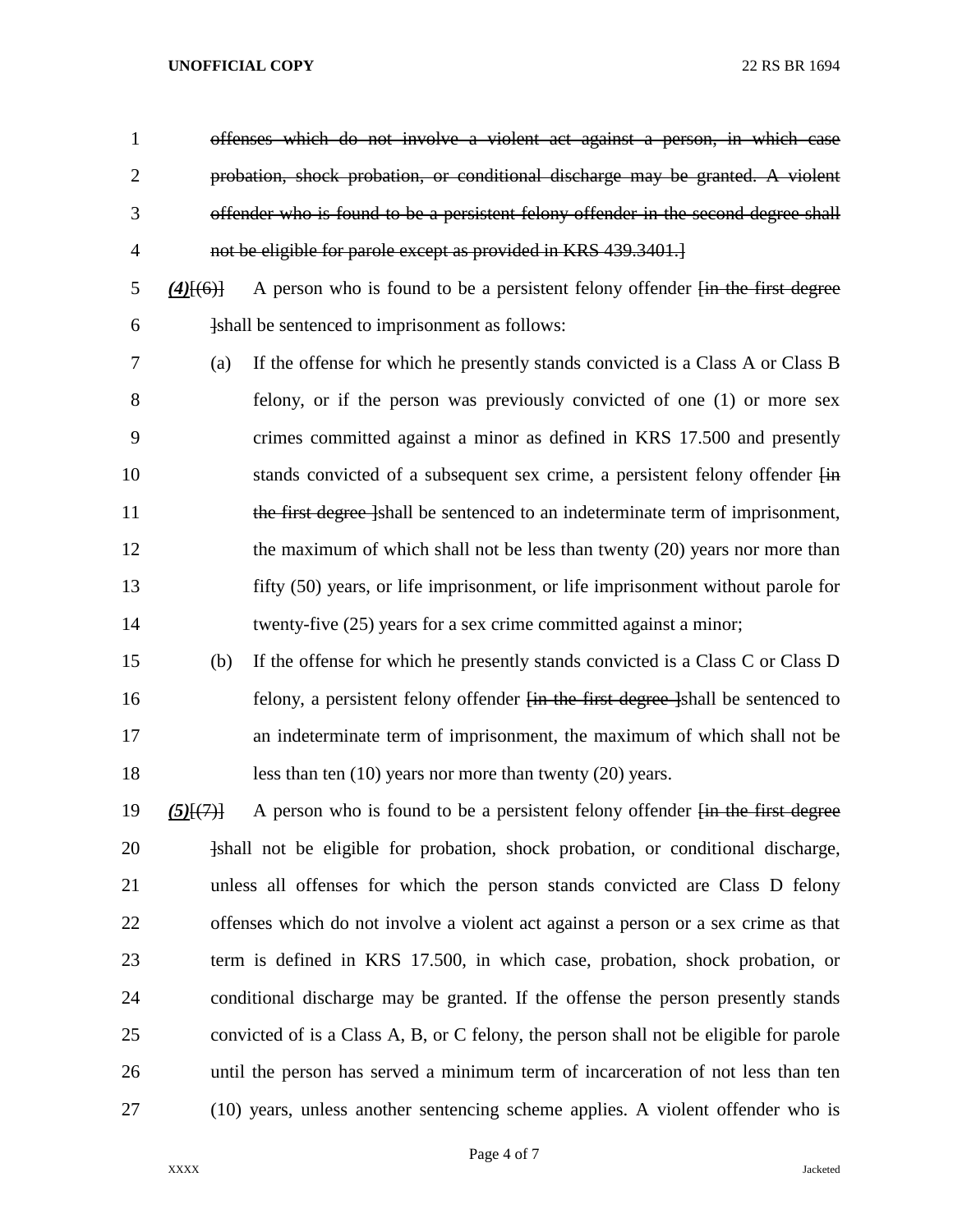~~offenses which do not involve a violent act against a person, in which case probation, shock probation, or conditional discharge may be granted. A violent offender who is found to be a persistent felony offender in the second degree shall not be eligible for parole except as provided in KRS 439.3401.]~~

***(4)***[~~(6)~~] A person who is found to be a persistent felony offender [~~in the first degree~~ ]shall be sentenced to imprisonment as follows:

(a) If the offense for which he presently stands convicted is a Class A or Class B felony, or if the person was previously convicted of one (1) or more sex crimes committed against a minor as defined in KRS 17.500 and presently stands convicted of a subsequent sex crime, a persistent felony offender [~~in the first degree~~ ]shall be sentenced to an indeterminate term of imprisonment, the maximum of which shall not be less than twenty (20) years nor more than fifty (50) years, or life imprisonment, or life imprisonment without parole for twenty-five (25) years for a sex crime committed against a minor;

(b) If the offense for which he presently stands convicted is a Class C or Class D felony, a persistent felony offender [~~in the first degree~~ ]shall be sentenced to an indeterminate term of imprisonment, the maximum of which shall not be less than ten (10) years nor more than twenty (20) years.

***(5)***[~~(7)~~] A person who is found to be a persistent felony offender [~~in the first degree~~ ]shall not be eligible for probation, shock probation, or conditional discharge, unless all offenses for which the person stands convicted are Class D felony offenses which do not involve a violent act against a person or a sex crime as that term is defined in KRS 17.500, in which case, probation, shock probation, or conditional discharge may be granted. If the offense the person presently stands convicted of is a Class A, B, or C felony, the person shall not be eligible for parole until the person has served a minimum term of incarceration of not less than ten (10) years, unless another sentencing scheme applies. A violent offender who is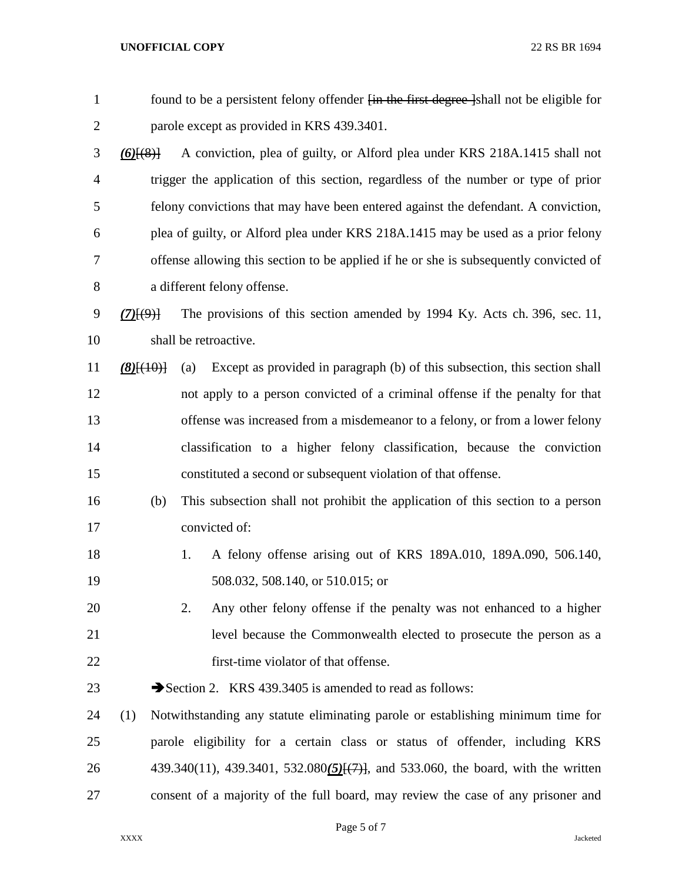found to be a persistent felony offender [in the first degree ]shall not be eligible for parole except as provided in KRS 439.3401.

***(6)***[(8)] A conviction, plea of guilty, or Alford plea under KRS 218A.1415 shall not trigger the application of this section, regardless of the number or type of prior felony convictions that may have been entered against the defendant. A conviction, plea of guilty, or Alford plea under KRS 218A.1415 may be used as a prior felony offense allowing this section to be applied if he or she is subsequently convicted of a different felony offense.

***(7)***[(9)] The provisions of this section amended by 1994 Ky. Acts ch. 396, sec. 11, shall be retroactive.

***(8)***[(10)] (a) Except as provided in paragraph (b) of this subsection, this section shall not apply to a person convicted of a criminal offense if the penalty for that offense was increased from a misdemeanor to a felony, or from a lower felony classification to a higher felony classification, because the conviction constituted a second or subsequent violation of that offense.

(b) This subsection shall not prohibit the application of this section to a person convicted of:

1. A felony offense arising out of KRS 189A.010, 189A.090, 506.140, 508.032, 508.140, or 510.015; or

2. Any other felony offense if the penalty was not enhanced to a higher level because the Commonwealth elected to prosecute the person as a first-time violator of that offense.

➔Section 2. KRS 439.3405 is amended to read as follows:

(1) Notwithstanding any statute eliminating parole or establishing minimum time for parole eligibility for a certain class or status of offender, including KRS 439.340(11), 439.3401, 532.080***(5)***[(7)], and 533.060, the board, with the written consent of a majority of the full board, may review the case of any prisoner and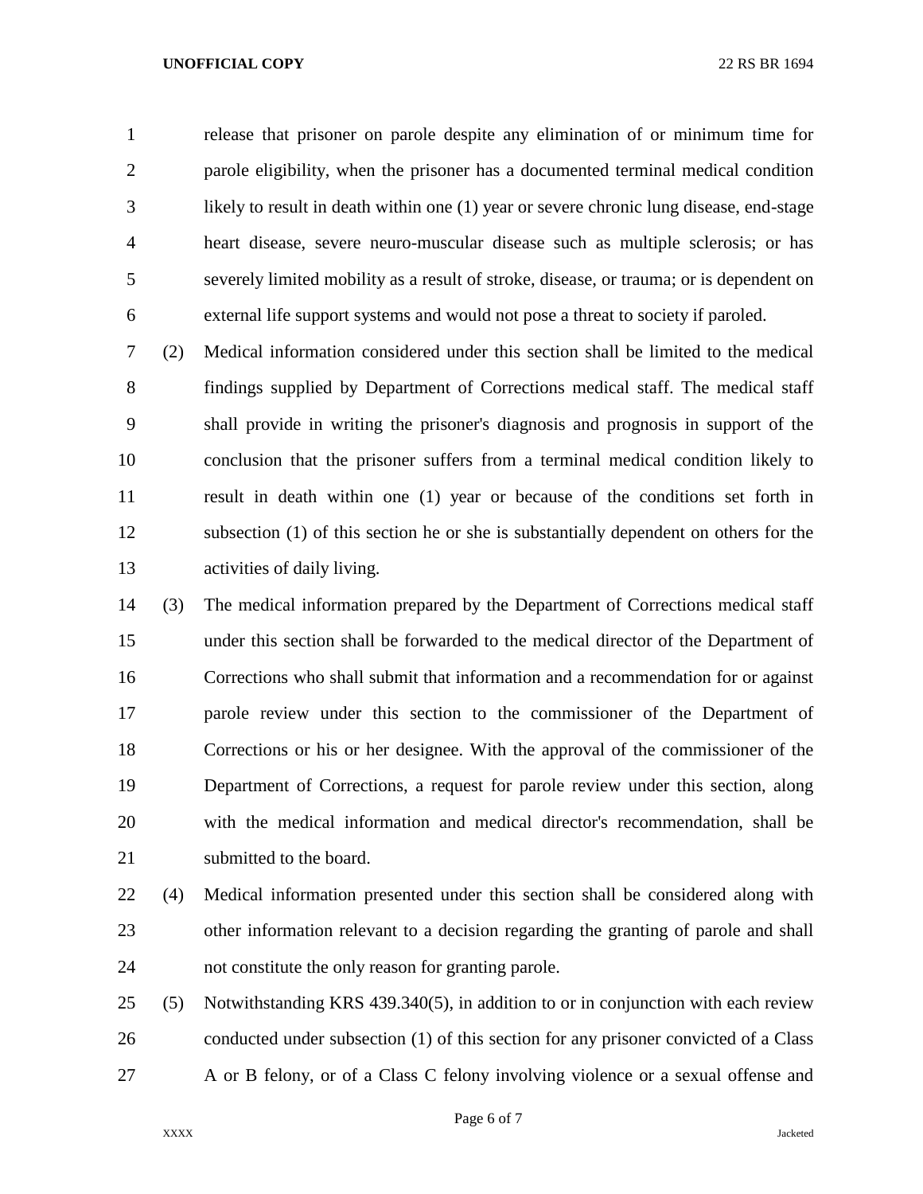release that prisoner on parole despite any elimination of or minimum time for parole eligibility, when the prisoner has a documented terminal medical condition likely to result in death within one (1) year or severe chronic lung disease, end-stage heart disease, severe neuro-muscular disease such as multiple sclerosis; or has severely limited mobility as a result of stroke, disease, or trauma; or is dependent on external life support systems and would not pose a threat to society if paroled.

(2) Medical information considered under this section shall be limited to the medical findings supplied by Department of Corrections medical staff. The medical staff shall provide in writing the prisoner's diagnosis and prognosis in support of the conclusion that the prisoner suffers from a terminal medical condition likely to result in death within one (1) year or because of the conditions set forth in subsection (1) of this section he or she is substantially dependent on others for the activities of daily living.

(3) The medical information prepared by the Department of Corrections medical staff under this section shall be forwarded to the medical director of the Department of Corrections who shall submit that information and a recommendation for or against parole review under this section to the commissioner of the Department of Corrections or his or her designee. With the approval of the commissioner of the Department of Corrections, a request for parole review under this section, along with the medical information and medical director's recommendation, shall be submitted to the board.

(4) Medical information presented under this section shall be considered along with other information relevant to a decision regarding the granting of parole and shall not constitute the only reason for granting parole.

(5) Notwithstanding KRS 439.340(5), in addition to or in conjunction with each review conducted under subsection (1) of this section for any prisoner convicted of a Class A or B felony, or of a Class C felony involving violence or a sexual offense and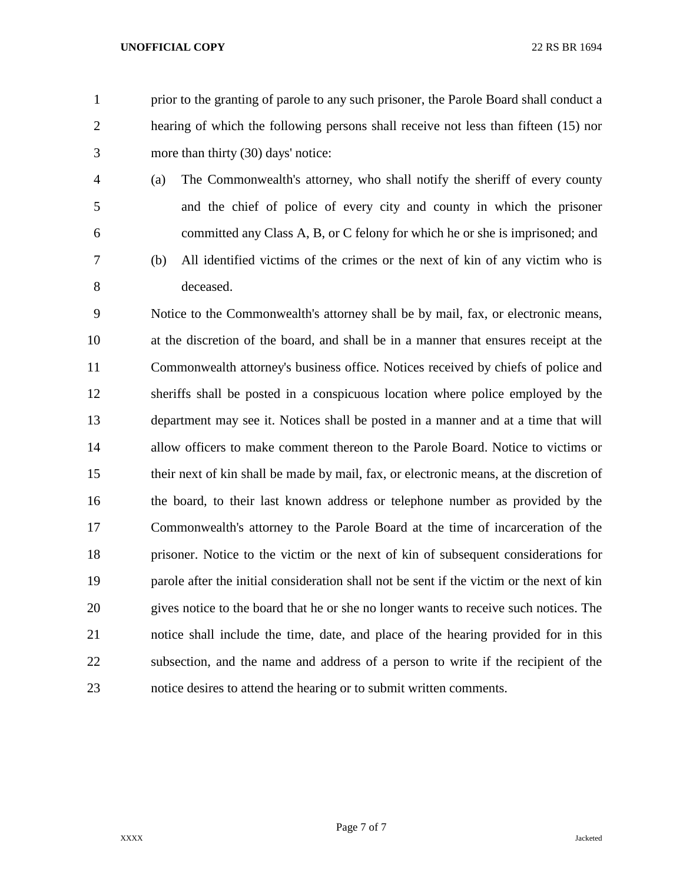prior to the granting of parole to any such prisoner, the Parole Board shall conduct a hearing of which the following persons shall receive not less than fifteen (15) nor more than thirty (30) days' notice:

(a) The Commonwealth's attorney, who shall notify the sheriff of every county and the chief of police of every city and county in which the prisoner committed any Class A, B, or C felony for which he or she is imprisoned; and

(b) All identified victims of the crimes or the next of kin of any victim who is deceased.

Notice to the Commonwealth's attorney shall be by mail, fax, or electronic means, at the discretion of the board, and shall be in a manner that ensures receipt at the Commonwealth attorney's business office. Notices received by chiefs of police and sheriffs shall be posted in a conspicuous location where police employed by the department may see it. Notices shall be posted in a manner and at a time that will allow officers to make comment thereon to the Parole Board. Notice to victims or their next of kin shall be made by mail, fax, or electronic means, at the discretion of the board, to their last known address or telephone number as provided by the Commonwealth's attorney to the Parole Board at the time of incarceration of the prisoner. Notice to the victim or the next of kin of subsequent considerations for parole after the initial consideration shall not be sent if the victim or the next of kin gives notice to the board that he or she no longer wants to receive such notices. The notice shall include the time, date, and place of the hearing provided for in this subsection, and the name and address of a person to write if the recipient of the notice desires to attend the hearing or to submit written comments.